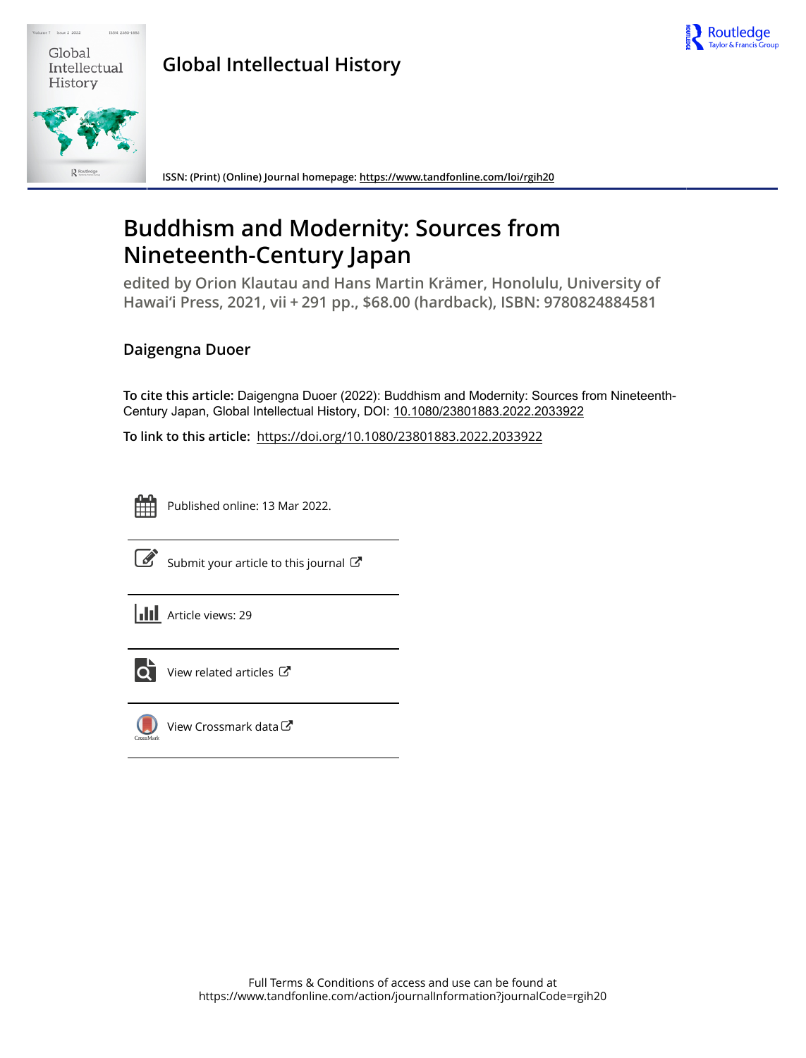Global Intellectual History

ISSN: (Print) (Online) Journal homepage: https://www.tandfonline.com/loi/rgih20

# Buddhism and Modernity: Sources from Nineteenth-Century Japan

**edited by Orion Klautau and Hans Martin Krämer, Honolulu, University of Hawai'i Press, 2021, vii + 291 pp., $68.00 (hardback), ISBN: 9780824884581**

**Daigengna Duoer**

**To cite this article:** Daigengna Duoer (2022): Buddhism and Modernity: Sources from Nineteenth-Century Japan, Global Intellectual History, DOI: 10.1080/23801883.2022.2033922

**To link to this article:** https://doi.org/10.1080/23801883.2022.2033922

Published online: 13 Mar 2022.

Submit your article to this journal

Article views: 29

View related articles

View Crossmark data

Full Terms & Conditions of access and use can be found at
https://www.tandfonline.com/action/journalInformation?journalCode=rgih20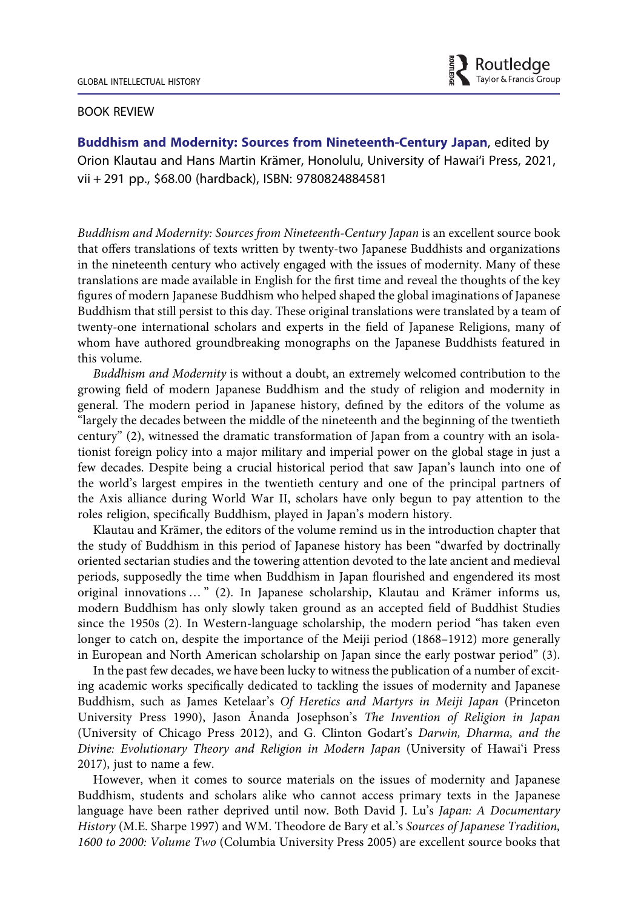BOOK REVIEW

**Buddhism and Modernity: Sources from Nineteenth-Century Japan**, edited by Orion Klautau and Hans Martin Krämer, Honolulu, University of Hawai'i Press, 2021, vii + 291 pp., $68.00 (hardback), ISBN: 9780824884581

*Buddhism and Modernity: Sources from Nineteenth-Century Japan* is an excellent source book that offers translations of texts written by twenty-two Japanese Buddhists and organizations in the nineteenth century who actively engaged with the issues of modernity. Many of these translations are made available in English for the first time and reveal the thoughts of the key figures of modern Japanese Buddhism who helped shaped the global imaginations of Japanese Buddhism that still persist to this day. These original translations were translated by a team of twenty-one international scholars and experts in the field of Japanese Religions, many of whom have authored groundbreaking monographs on the Japanese Buddhists featured in this volume.

*Buddhism and Modernity* is without a doubt, an extremely welcomed contribution to the growing field of modern Japanese Buddhism and the study of religion and modernity in general. The modern period in Japanese history, defined by the editors of the volume as "largely the decades between the middle of the nineteenth and the beginning of the twentieth century" (2), witnessed the dramatic transformation of Japan from a country with an isolationist foreign policy into a major military and imperial power on the global stage in just a few decades. Despite being a crucial historical period that saw Japan's launch into one of the world's largest empires in the twentieth century and one of the principal partners of the Axis alliance during World War II, scholars have only begun to pay attention to the roles religion, specifically Buddhism, played in Japan's modern history.

Klautau and Krämer, the editors of the volume remind us in the introduction chapter that the study of Buddhism in this period of Japanese history has been "dwarfed by doctrinally oriented sectarian studies and the towering attention devoted to the late ancient and medieval periods, supposedly the time when Buddhism in Japan flourished and engendered its most original innovations … " (2). In Japanese scholarship, Klautau and Krämer informs us, modern Buddhism has only slowly taken ground as an accepted field of Buddhist Studies since the 1950s (2). In Western-language scholarship, the modern period "has taken even longer to catch on, despite the importance of the Meiji period (1868–1912) more generally in European and North American scholarship on Japan since the early postwar period" (3).

In the past few decades, we have been lucky to witness the publication of a number of exciting academic works specifically dedicated to tackling the issues of modernity and Japanese Buddhism, such as James Ketelaar's *Of Heretics and Martyrs in Meiji Japan* (Princeton University Press 1990), Jason Ānanda Josephson's *The Invention of Religion in Japan* (University of Chicago Press 2012), and G. Clinton Godart's *Darwin, Dharma, and the Divine: Evolutionary Theory and Religion in Modern Japan* (University of Hawai'i Press 2017), just to name a few.

However, when it comes to source materials on the issues of modernity and Japanese Buddhism, students and scholars alike who cannot access primary texts in the Japanese language have been rather deprived until now. Both David J. Lu's *Japan: A Documentary History* (M.E. Sharpe 1997) and WM. Theodore de Bary et al.'s *Sources of Japanese Tradition, 1600 to 2000: Volume Two* (Columbia University Press 2005) are excellent source books that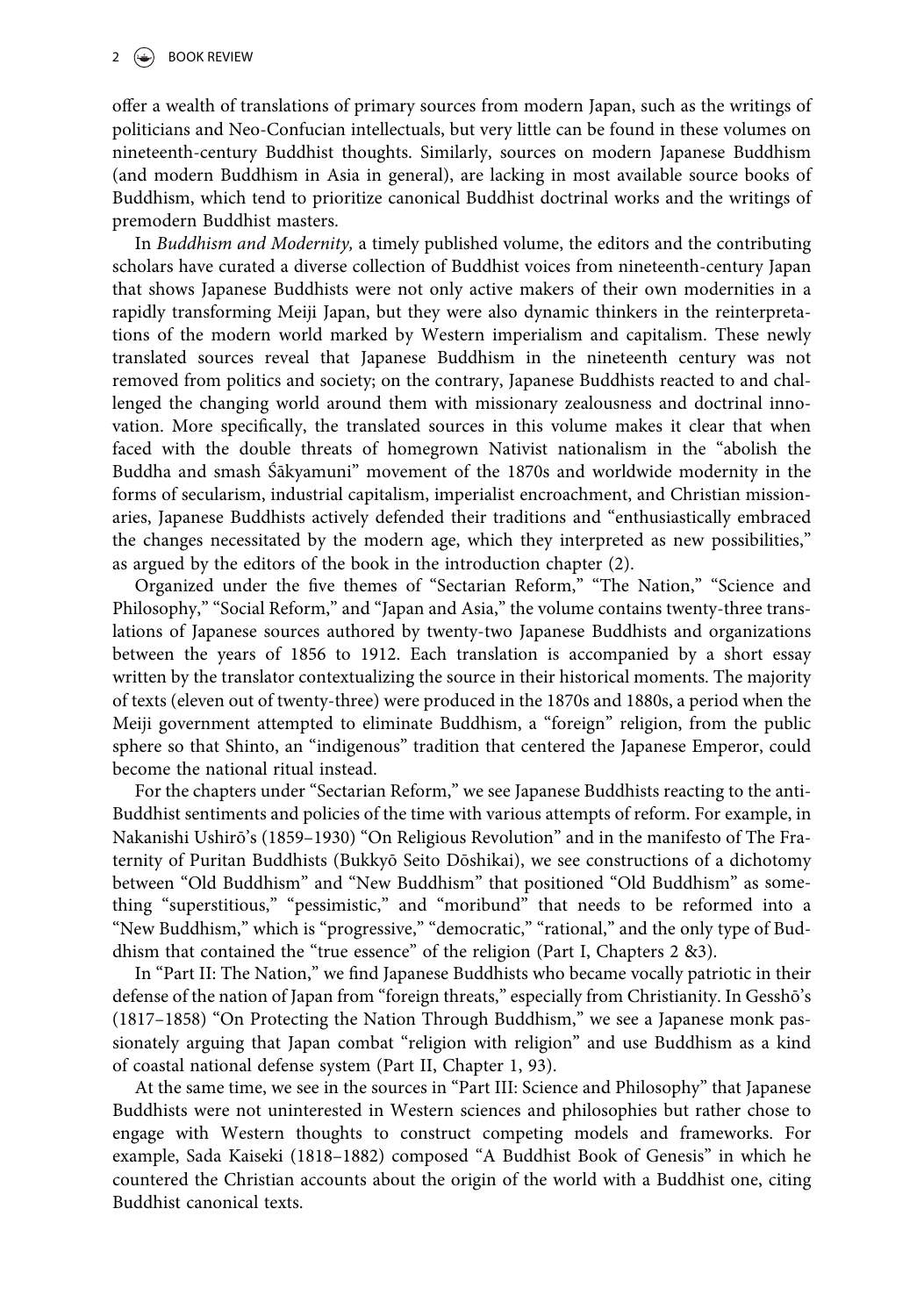offer a wealth of translations of primary sources from modern Japan, such as the writings of politicians and Neo-Confucian intellectuals, but very little can be found in these volumes on nineteenth-century Buddhist thoughts. Similarly, sources on modern Japanese Buddhism (and modern Buddhism in Asia in general), are lacking in most available source books of Buddhism, which tend to prioritize canonical Buddhist doctrinal works and the writings of premodern Buddhist masters.

In *Buddhism and Modernity,* a timely published volume, the editors and the contributing scholars have curated a diverse collection of Buddhist voices from nineteenth-century Japan that shows Japanese Buddhists were not only active makers of their own modernities in a rapidly transforming Meiji Japan, but they were also dynamic thinkers in the reinterpretations of the modern world marked by Western imperialism and capitalism. These newly translated sources reveal that Japanese Buddhism in the nineteenth century was not removed from politics and society; on the contrary, Japanese Buddhists reacted to and challenged the changing world around them with missionary zealousness and doctrinal innovation. More specifically, the translated sources in this volume makes it clear that when faced with the double threats of homegrown Nativist nationalism in the "abolish the Buddha and smash Śākyamuni" movement of the 1870s and worldwide modernity in the forms of secularism, industrial capitalism, imperialist encroachment, and Christian missionaries, Japanese Buddhists actively defended their traditions and "enthusiastically embraced the changes necessitated by the modern age, which they interpreted as new possibilities," as argued by the editors of the book in the introduction chapter (2).

Organized under the five themes of "Sectarian Reform," "The Nation," "Science and Philosophy," "Social Reform," and "Japan and Asia," the volume contains twenty-three translations of Japanese sources authored by twenty-two Japanese Buddhists and organizations between the years of 1856 to 1912. Each translation is accompanied by a short essay written by the translator contextualizing the source in their historical moments. The majority of texts (eleven out of twenty-three) were produced in the 1870s and 1880s, a period when the Meiji government attempted to eliminate Buddhism, a "foreign" religion, from the public sphere so that Shinto, an "indigenous" tradition that centered the Japanese Emperor, could become the national ritual instead.

For the chapters under "Sectarian Reform," we see Japanese Buddhists reacting to the anti-Buddhist sentiments and policies of the time with various attempts of reform. For example, in Nakanishi Ushirō's (1859–1930) "On Religious Revolution" and in the manifesto of The Fraternity of Puritan Buddhists (Bukkyō Seito Dōshikai), we see constructions of a dichotomy between "Old Buddhism" and "New Buddhism" that positioned "Old Buddhism" as something "superstitious," "pessimistic," and "moribund" that needs to be reformed into a "New Buddhism," which is "progressive," "democratic," "rational," and the only type of Buddhism that contained the "true essence" of the religion (Part I, Chapters 2 &3).

In "Part II: The Nation," we find Japanese Buddhists who became vocally patriotic in their defense of the nation of Japan from "foreign threats," especially from Christianity. In Gesshō's (1817–1858) "On Protecting the Nation Through Buddhism," we see a Japanese monk passionately arguing that Japan combat "religion with religion" and use Buddhism as a kind of coastal national defense system (Part II, Chapter 1, 93).

At the same time, we see in the sources in "Part III: Science and Philosophy" that Japanese Buddhists were not uninterested in Western sciences and philosophies but rather chose to engage with Western thoughts to construct competing models and frameworks. For example, Sada Kaiseki (1818–1882) composed "A Buddhist Book of Genesis" in which he countered the Christian accounts about the origin of the world with a Buddhist one, citing Buddhist canonical texts.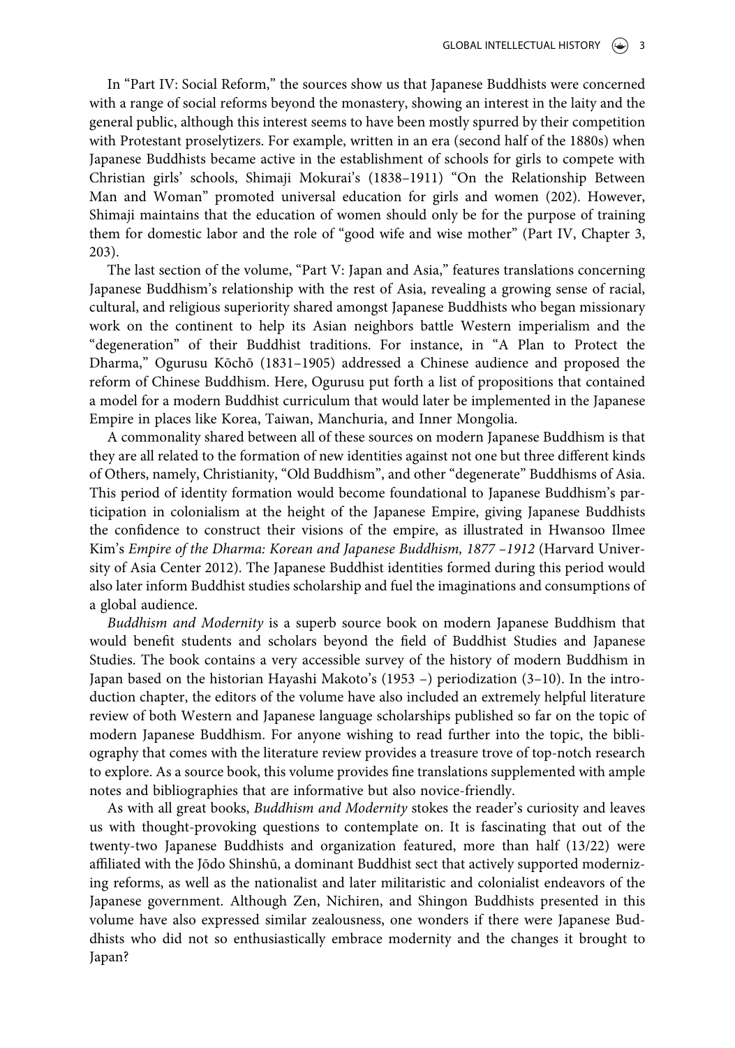In "Part IV: Social Reform," the sources show us that Japanese Buddhists were concerned with a range of social reforms beyond the monastery, showing an interest in the laity and the general public, although this interest seems to have been mostly spurred by their competition with Protestant proselytizers. For example, written in an era (second half of the 1880s) when Japanese Buddhists became active in the establishment of schools for girls to compete with Christian girls' schools, Shimaji Mokurai's (1838–1911) "On the Relationship Between Man and Woman" promoted universal education for girls and women (202). However, Shimaji maintains that the education of women should only be for the purpose of training them for domestic labor and the role of "good wife and wise mother" (Part IV, Chapter 3, 203).

The last section of the volume, "Part V: Japan and Asia," features translations concerning Japanese Buddhism's relationship with the rest of Asia, revealing a growing sense of racial, cultural, and religious superiority shared amongst Japanese Buddhists who began missionary work on the continent to help its Asian neighbors battle Western imperialism and the "degeneration" of their Buddhist traditions. For instance, in "A Plan to Protect the Dharma," Ogurusu Kōchō (1831–1905) addressed a Chinese audience and proposed the reform of Chinese Buddhism. Here, Ogurusu put forth a list of propositions that contained a model for a modern Buddhist curriculum that would later be implemented in the Japanese Empire in places like Korea, Taiwan, Manchuria, and Inner Mongolia.

A commonality shared between all of these sources on modern Japanese Buddhism is that they are all related to the formation of new identities against not one but three different kinds of Others, namely, Christianity, "Old Buddhism", and other "degenerate" Buddhisms of Asia. This period of identity formation would become foundational to Japanese Buddhism's participation in colonialism at the height of the Japanese Empire, giving Japanese Buddhists the confidence to construct their visions of the empire, as illustrated in Hwansoo Ilmee Kim's *Empire of the Dharma: Korean and Japanese Buddhism, 1877 –1912* (Harvard University of Asia Center 2012). The Japanese Buddhist identities formed during this period would also later inform Buddhist studies scholarship and fuel the imaginations and consumptions of a global audience.

*Buddhism and Modernity* is a superb source book on modern Japanese Buddhism that would benefit students and scholars beyond the field of Buddhist Studies and Japanese Studies. The book contains a very accessible survey of the history of modern Buddhism in Japan based on the historian Hayashi Makoto's (1953 –) periodization (3–10). In the introduction chapter, the editors of the volume have also included an extremely helpful literature review of both Western and Japanese language scholarships published so far on the topic of modern Japanese Buddhism. For anyone wishing to read further into the topic, the bibliography that comes with the literature review provides a treasure trove of top-notch research to explore. As a source book, this volume provides fine translations supplemented with ample notes and bibliographies that are informative but also novice-friendly.

As with all great books, *Buddhism and Modernity* stokes the reader's curiosity and leaves us with thought-provoking questions to contemplate on. It is fascinating that out of the twenty-two Japanese Buddhists and organization featured, more than half (13/22) were affiliated with the Jōdo Shinshū, a dominant Buddhist sect that actively supported modernizing reforms, as well as the nationalist and later militaristic and colonialist endeavors of the Japanese government. Although Zen, Nichiren, and Shingon Buddhists presented in this volume have also expressed similar zealousness, one wonders if there were Japanese Buddhists who did not so enthusiastically embrace modernity and the changes it brought to Japan?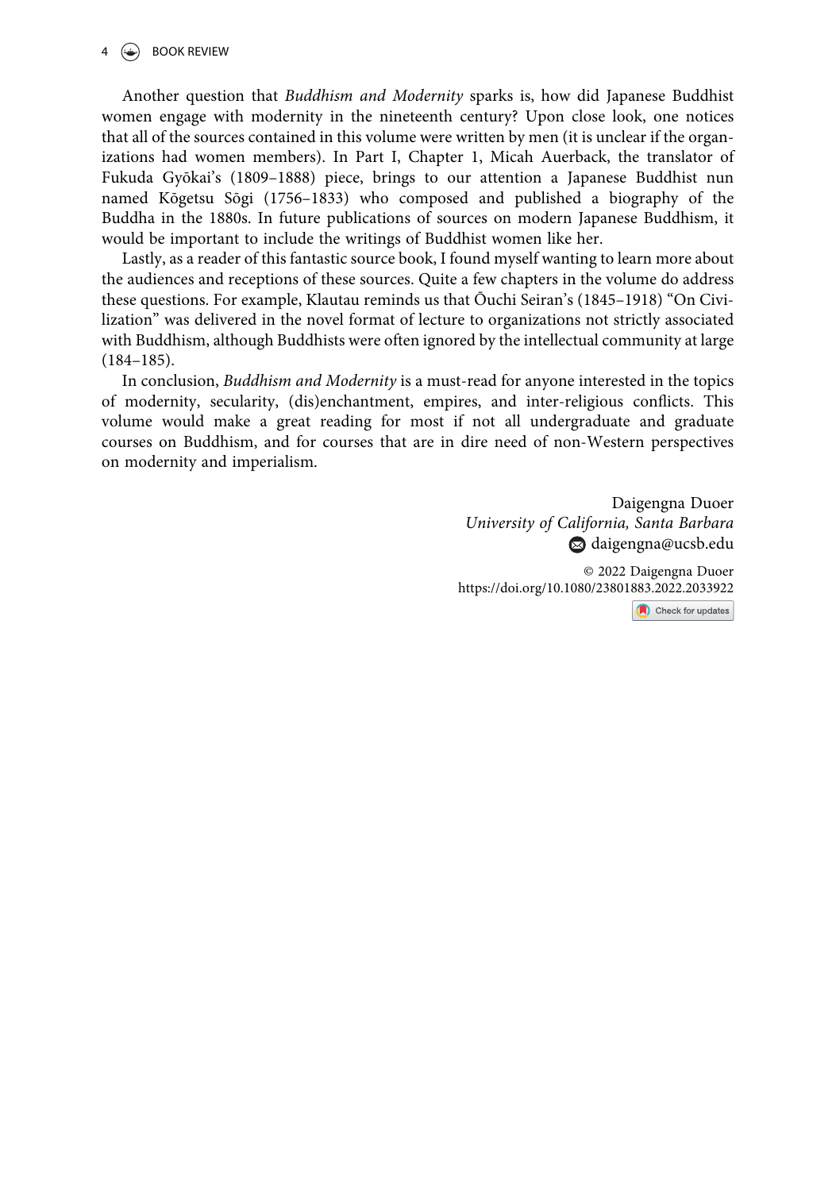Another question that *Buddhism and Modernity* sparks is, how did Japanese Buddhist women engage with modernity in the nineteenth century? Upon close look, one notices that all of the sources contained in this volume were written by men (it is unclear if the organizations had women members). In Part I, Chapter 1, Micah Auerback, the translator of Fukuda Gyōkai's (1809–1888) piece, brings to our attention a Japanese Buddhist nun named Kōgetsu Sōgi (1756–1833) who composed and published a biography of the Buddha in the 1880s. In future publications of sources on modern Japanese Buddhism, it would be important to include the writings of Buddhist women like her.

Lastly, as a reader of this fantastic source book, I found myself wanting to learn more about the audiences and receptions of these sources. Quite a few chapters in the volume do address these questions. For example, Klautau reminds us that Ōuchi Seiran's (1845–1918) "On Civilization" was delivered in the novel format of lecture to organizations not strictly associated with Buddhism, although Buddhists were often ignored by the intellectual community at large (184–185).

In conclusion, *Buddhism and Modernity* is a must-read for anyone interested in the topics of modernity, secularity, (dis)enchantment, empires, and inter-religious conflicts. This volume would make a great reading for most if not all undergraduate and graduate courses on Buddhism, and for courses that are in dire need of non-Western perspectives on modernity and imperialism.

Daigengna Duoer
*University of California, Santa Barbara*
daigengna@ucsb.edu

© 2022 Daigengna Duoer
https://doi.org/10.1080/23801883.2022.2033922